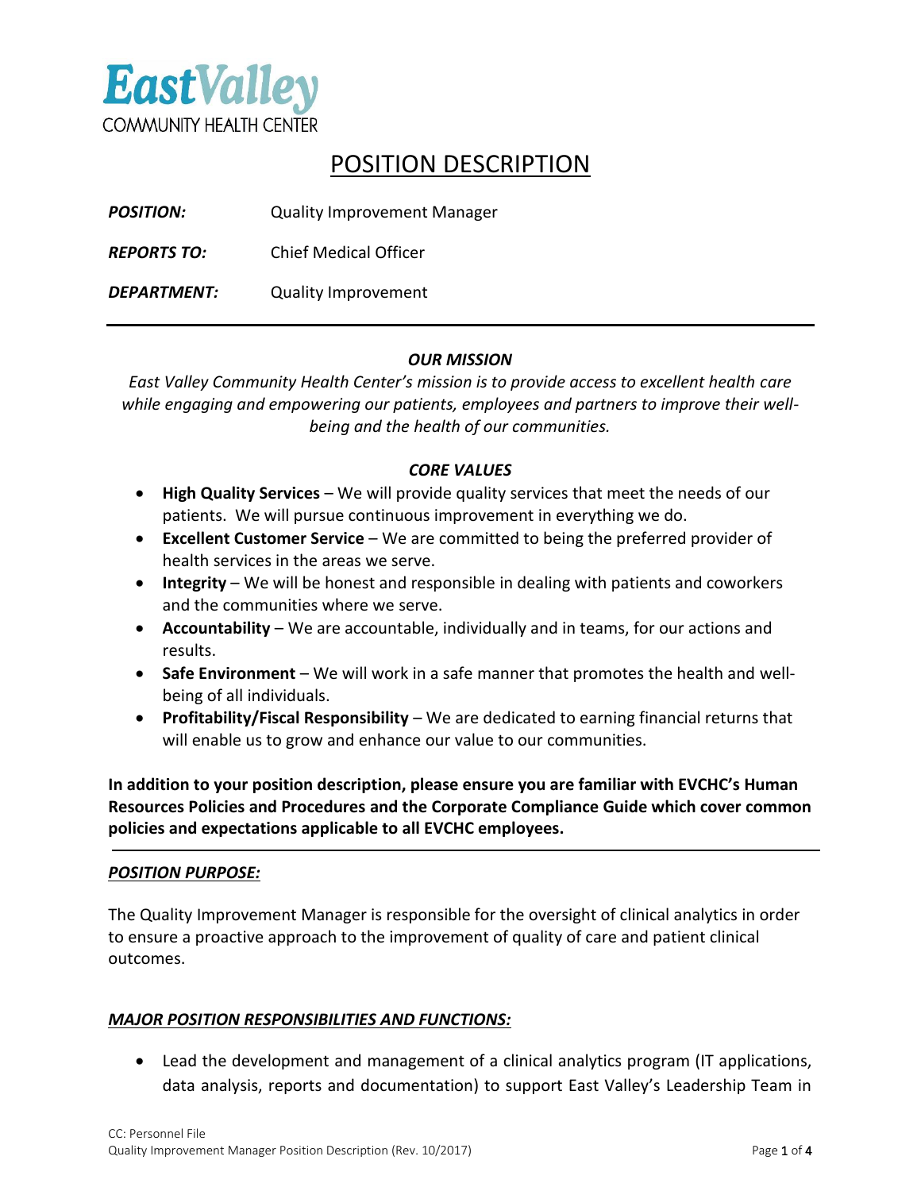**EastValley**
COMMUNITY HEALTH CENTER

# POSITION DESCRIPTION

***POSITION:*** Quality Improvement Manager

***REPORTS TO:*** Chief Medical Officer

***DEPARTMENT:*** Quality Improvement

---

### *OUR MISSION*

*East Valley Community Health Center's mission is to provide access to excellent health care while engaging and empowering our patients, employees and partners to improve their well-being and the health of our communities.*

### *CORE VALUES*

- **High Quality Services** – We will provide quality services that meet the needs of our patients. We will pursue continuous improvement in everything we do.
- **Excellent Customer Service** – We are committed to being the preferred provider of health services in the areas we serve.
- **Integrity** – We will be honest and responsible in dealing with patients and coworkers and the communities where we serve.
- **Accountability** – We are accountable, individually and in teams, for our actions and results.
- **Safe Environment** – We will work in a safe manner that promotes the health and well-being of all individuals.
- **Profitability/Fiscal Responsibility** – We are dedicated to earning financial returns that will enable us to grow and enhance our value to our communities.

**In addition to your position description, please ensure you are familiar with EVCHC's Human Resources Policies and Procedures and the Corporate Compliance Guide which cover common policies and expectations applicable to all EVCHC employees.**

---

***POSITION PURPOSE:***

The Quality Improvement Manager is responsible for the oversight of clinical analytics in order to ensure a proactive approach to the improvement of quality of care and patient clinical outcomes.

***MAJOR POSITION RESPONSIBILITIES AND FUNCTIONS:***

- Lead the development and management of a clinical analytics program (IT applications, data analysis, reports and documentation) to support East Valley's Leadership Team in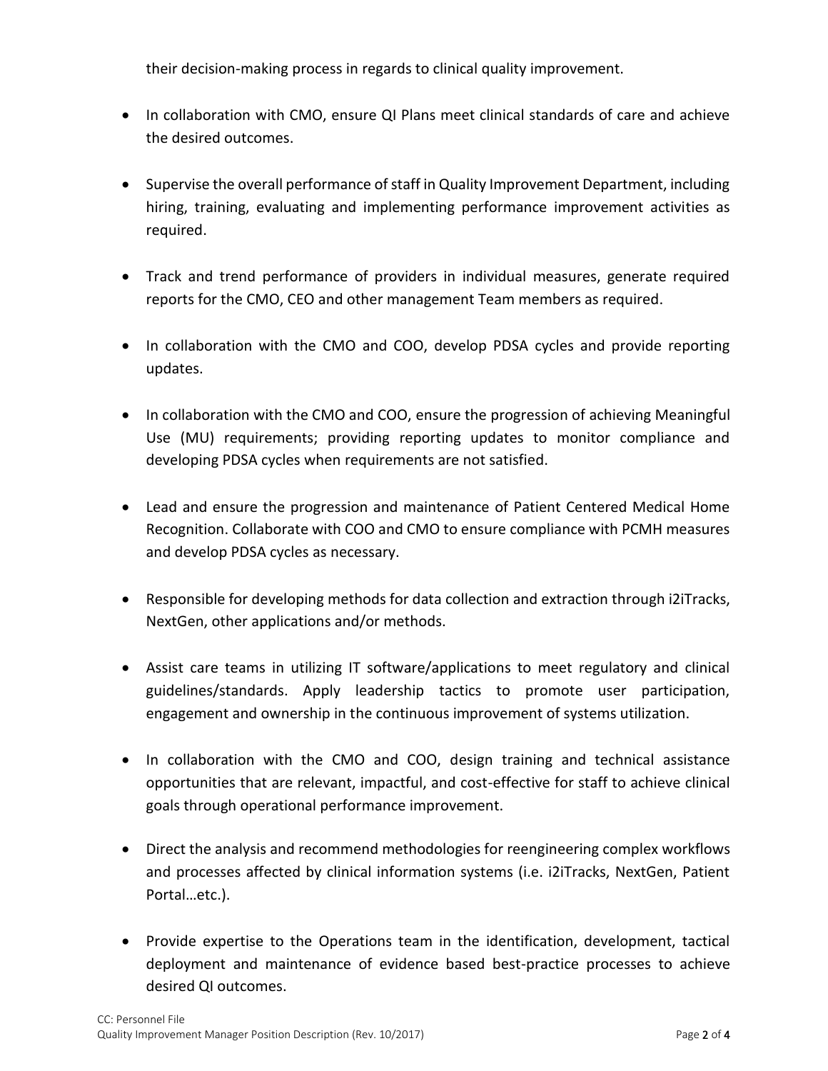their decision-making process in regards to clinical quality improvement.

- In collaboration with CMO, ensure QI Plans meet clinical standards of care and achieve the desired outcomes.

- Supervise the overall performance of staff in Quality Improvement Department, including hiring, training, evaluating and implementing performance improvement activities as required.

- Track and trend performance of providers in individual measures, generate required reports for the CMO, CEO and other management Team members as required.

- In collaboration with the CMO and COO, develop PDSA cycles and provide reporting updates.

- In collaboration with the CMO and COO, ensure the progression of achieving Meaningful Use (MU) requirements; providing reporting updates to monitor compliance and developing PDSA cycles when requirements are not satisfied.

- Lead and ensure the progression and maintenance of Patient Centered Medical Home Recognition. Collaborate with COO and CMO to ensure compliance with PCMH measures and develop PDSA cycles as necessary.

- Responsible for developing methods for data collection and extraction through i2iTracks, NextGen, other applications and/or methods.

- Assist care teams in utilizing IT software/applications to meet regulatory and clinical guidelines/standards. Apply leadership tactics to promote user participation, engagement and ownership in the continuous improvement of systems utilization.

- In collaboration with the CMO and COO, design training and technical assistance opportunities that are relevant, impactful, and cost-effective for staff to achieve clinical goals through operational performance improvement.

- Direct the analysis and recommend methodologies for reengineering complex workflows and processes affected by clinical information systems (i.e. i2iTracks, NextGen, Patient Portal…etc.).

- Provide expertise to the Operations team in the identification, development, tactical deployment and maintenance of evidence based best-practice processes to achieve desired QI outcomes.

CC: Personnel File
Quality Improvement Manager Position Description (Rev. 10/2017)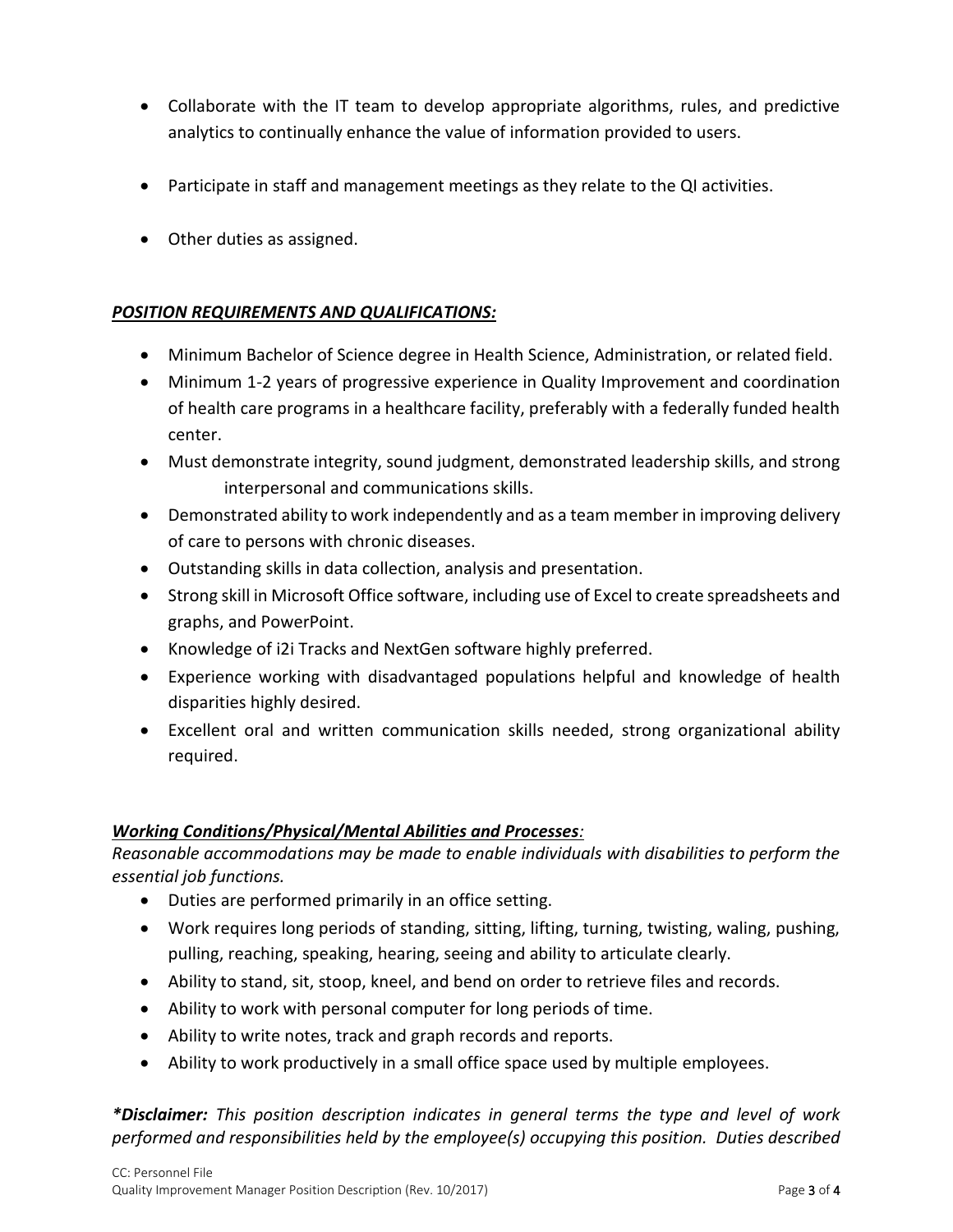- Collaborate with the IT team to develop appropriate algorithms, rules, and predictive analytics to continually enhance the value of information provided to users.

- Participate in staff and management meetings as they relate to the QI activities.

- Other duties as assigned.

***POSITION REQUIREMENTS AND QUALIFICATIONS:***

- Minimum Bachelor of Science degree in Health Science, Administration, or related field.
- Minimum 1-2 years of progressive experience in Quality Improvement and coordination of health care programs in a healthcare facility, preferably with a federally funded health center.
- Must demonstrate integrity, sound judgment, demonstrated leadership skills, and strong interpersonal and communications skills.
- Demonstrated ability to work independently and as a team member in improving delivery of care to persons with chronic diseases.
- Outstanding skills in data collection, analysis and presentation.
- Strong skill in Microsoft Office software, including use of Excel to create spreadsheets and graphs, and PowerPoint.
- Knowledge of i2i Tracks and NextGen software highly preferred.
- Experience working with disadvantaged populations helpful and knowledge of health disparities highly desired.
- Excellent oral and written communication skills needed, strong organizational ability required.

***Working Conditions/Physical/Mental Abilities and Processes:***
*Reasonable accommodations may be made to enable individuals with disabilities to perform the essential job functions.*

- Duties are performed primarily in an office setting.
- Work requires long periods of standing, sitting, lifting, turning, twisting, waling, pushing, pulling, reaching, speaking, hearing, seeing and ability to articulate clearly.
- Ability to stand, sit, stoop, kneel, and bend on order to retrieve files and records.
- Ability to work with personal computer for long periods of time.
- Ability to write notes, track and graph records and reports.
- Ability to work productively in a small office space used by multiple employees.

***\*Disclaimer:*** *This position description indicates in general terms the type and level of work performed and responsibilities held by the employee(s) occupying this position. Duties described*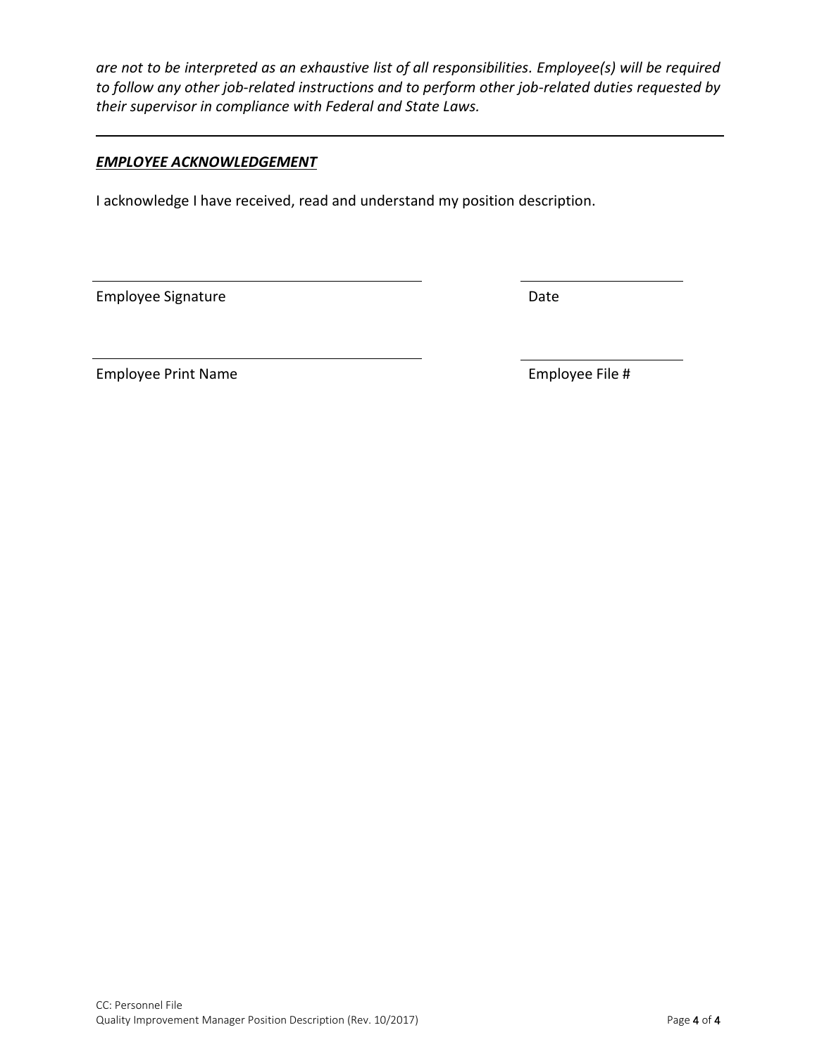*are not to be interpreted as an exhaustive list of all responsibilities. Employee(s) will be required to follow any other job-related instructions and to perform other job-related duties requested by their supervisor in compliance with Federal and State Laws.*

---

***EMPLOYEE ACKNOWLEDGEMENT***

I acknowledge I have received, read and understand my position description.

\_\_\_\_\_\_\_\_\_\_\_\_\_\_\_\_\_\_\_\_\_\_\_\_\_\_\_\_\_\_\_\_\_\_\_\_\_\_\_\_ \_\_\_\_\_\_\_\_\_\_\_\_\_\_\_\_\_\_\_\_

Employee Signature Date

\_\_\_\_\_\_\_\_\_\_\_\_\_\_\_\_\_\_\_\_\_\_\_\_\_\_\_\_\_\_\_\_\_\_\_\_\_\_\_\_ \_\_\_\_\_\_\_\_\_\_\_\_\_\_\_\_\_\_\_\_

Employee Print Name Employee File #

CC: Personnel File